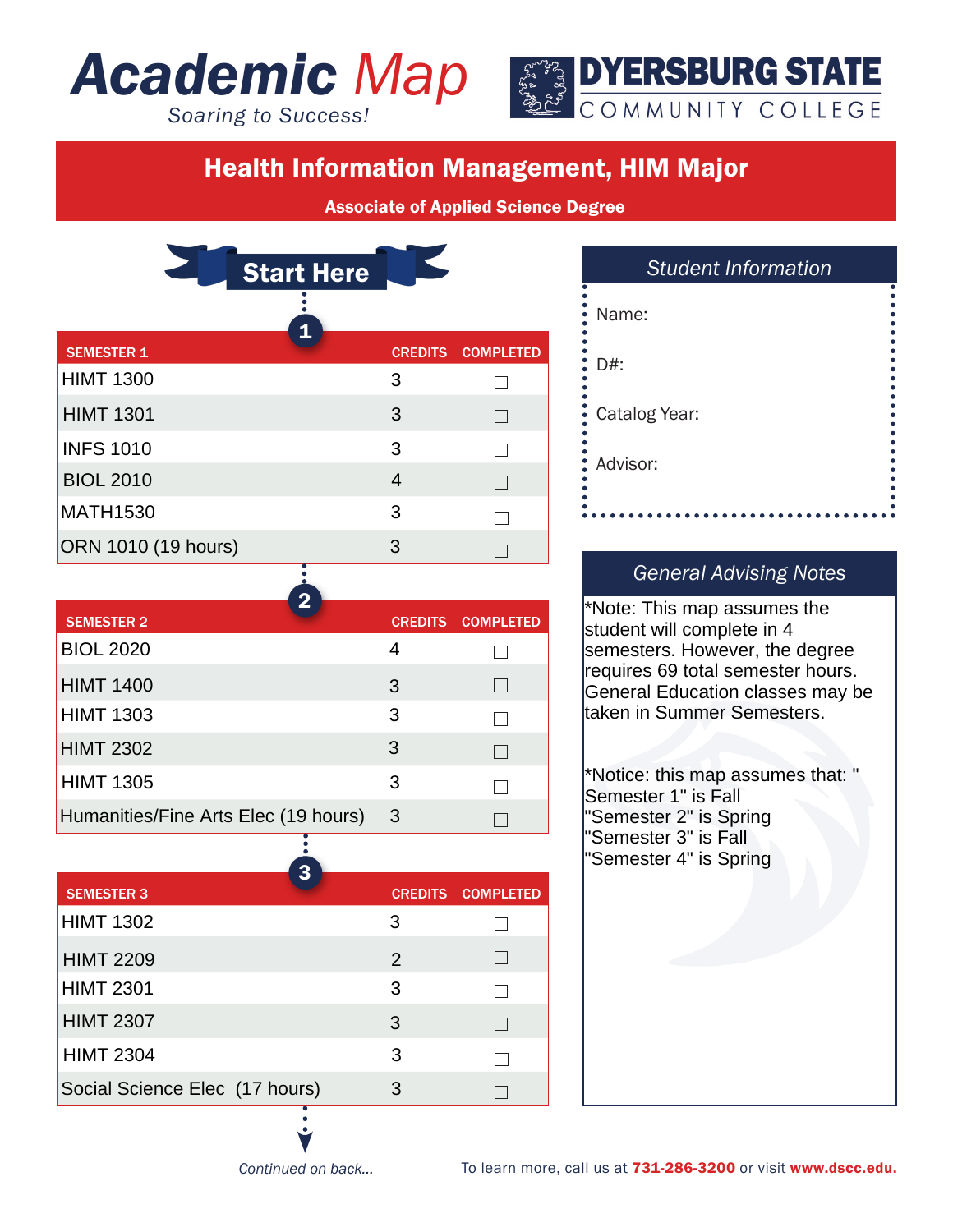# Academic Map

*Soaring to Success!*

DYERSBURG STATE COMMUNITY COLLEGE

## Health Information Management, HIM Major

**Associate of Applied Science Degree**

**Start Here**

| SEMESTER 1 | CREDITS | COMPLETED |
|---|---|---|
| HIMT 1300 | 3 | ☐ |
| HIMT 1301 | 3 | ☐ |
| INFS 1010 | 3 | ☐ |
| BIOL 2010 | 4 | ☐ |
| MATH1530 | 3 | ☐ |
| ORN 1010 (19 hours) | 3 | ☐ |

| SEMESTER 2 | CREDITS | COMPLETED |
|---|---|---|
| BIOL 2020 | 4 | ☐ |
| HIMT 1400 | 3 | ☐ |
| HIMT 1303 | 3 | ☐ |
| HIMT 2302 | 3 | ☐ |
| HIMT 1305 | 3 | ☐ |
| Humanities/Fine Arts Elec (19 hours) | 3 | ☐ |

| SEMESTER 3 | CREDITS | COMPLETED |
|---|---|---|
| HIMT 1302 | 3 | ☐ |
| HIMT 2209 | 2 | ☐ |
| HIMT 2301 | 3 | ☐ |
| HIMT 2307 | 3 | ☐ |
| HIMT 2304 | 3 | ☐ |
| Social Science Elec (17 hours) | 3 | ☐ |

*Continued on back...*

### Student Information

Name:

D#:

Catalog Year:

Advisor:

### General Advising Notes

*Note: This map assumes the student will complete in 4 semesters. However, the degree requires 69 total semester hours. General Education classes may be taken in Summer Semesters.

*Notice: this map assumes that: "
Semester 1" is Fall
"Semester 2" is Spring
"Semester 3" is Fall
"Semester 4" is Spring

To learn more, call us at **731-286-3200** or visit **www.dscc.edu.**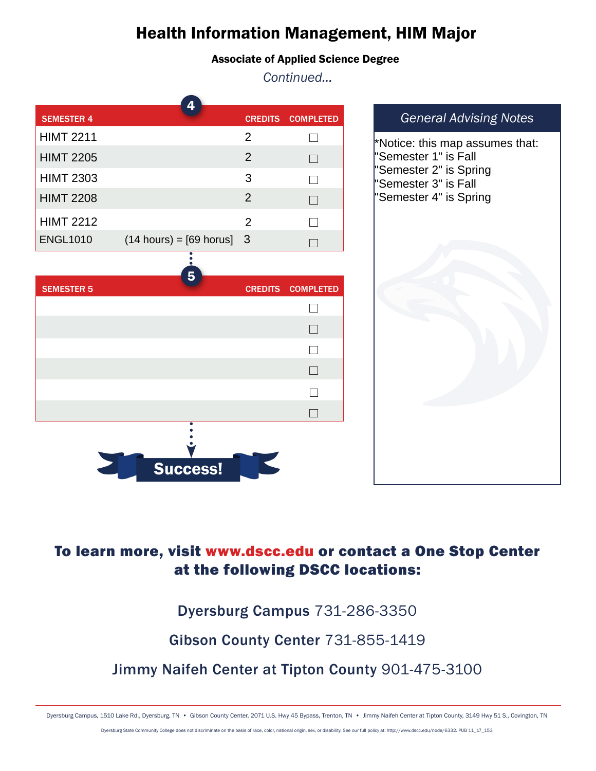# Health Information Management, HIM Major

**Associate of Applied Science Degree**

*Continued...*

## 4

| SEMESTER 4 | | CREDITS | COMPLETED |
|---|---|---|---|
| HIMT 2211 | | 2 | ☐ |
| HIMT 2205 | | 2 | ☐ |
| HIMT 2303 | | 3 | ☐ |
| HIMT 2208 | | 2 | ☐ |
| HIMT 2212 | | 2 | ☐ |
| ENGL1010 | (14 hours) = [69 horus] | 3 | ☐ |

## 5

| SEMESTER 5 | CREDITS | COMPLETED |
|---|---|---|
| | | ☐ |
| | | ☐ |
| | | ☐ |
| | | ☐ |
| | | ☐ |
| | | ☐ |

**Success!**

### General Advising Notes

*Notice: this map assumes that:
"Semester 1" is Fall
"Semester 2" is Spring
"Semester 3" is Fall
"Semester 4" is Spring

## To learn more, visit www.dscc.edu or contact a One Stop Center at the following DSCC locations:

**Dyersburg Campus** 731-286-3350

**Gibson County Center** 731-855-1419

**Jimmy Naifeh Center at Tipton County** 901-475-3100

Dyersburg Campus, 1510 Lake Rd., Dyersburg, TN • Gibson County Center, 2071 U.S. Hwy 45 Bypass, Trenton, TN • Jimmy Naifeh Center at Tipton County, 3149 Hwy 51 S., Covington, TN

Dyersburg State Community College does not discriminate on the basis of race, color, national origin, sex, or disability. See our full policy at: http://www.dscc.edu/node/6332. PUB 11_17_153